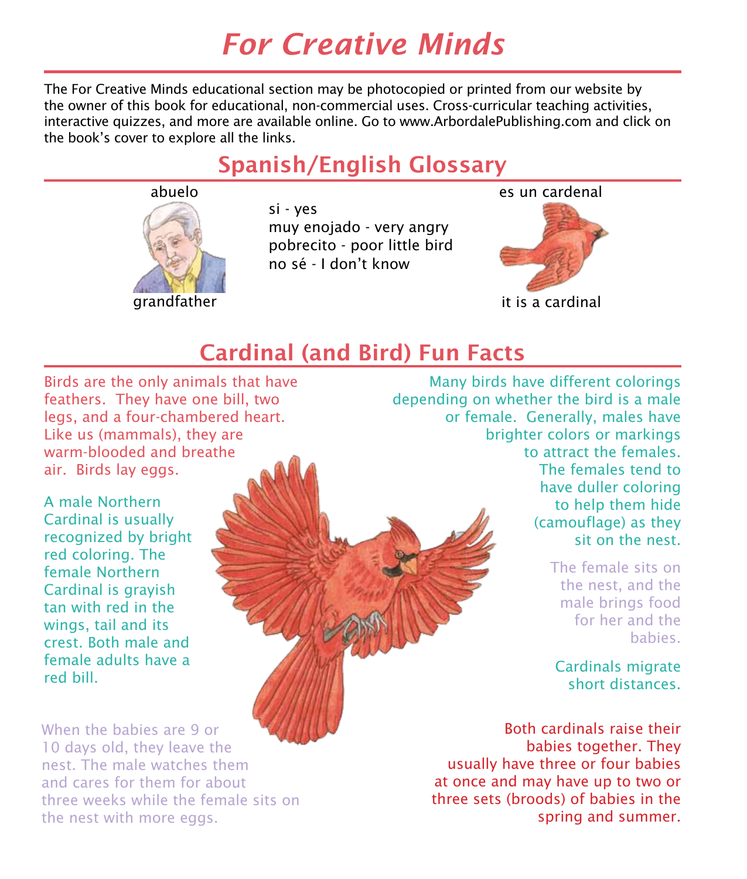# For Creative Minds

The For Creative Minds educational section may be photocopied or printed from our website by the owner of this book for educational, non-commercial uses. Cross-curricular teaching activities, interactive quizzes, and more are available online. Go to www.ArbordalePublishing.com and click on the book's cover to explore all the links.

## Spanish/English Glossary

abuelo

grandfather

si - yes
muy enojado - very angry
pobrecito - poor little bird
no sé - I don't know

es un cardenal

it is a cardinal

## Cardinal (and Bird) Fun Facts

Birds are the only animals that have feathers. They have one bill, two legs, and a four-chambered heart. Like us (mammals), they are warm-blooded and breathe air. Birds lay eggs.

A male Northern Cardinal is usually recognized by bright red coloring. The female Northern Cardinal is grayish tan with red in the wings, tail and its crest. Both male and female adults have a red bill.

When the babies are 9 or 10 days old, they leave the nest. The male watches them and cares for them for about three weeks while the female sits on the nest with more eggs.

Many birds have different colorings depending on whether the bird is a male or female. Generally, males have brighter colors or markings to attract the females. The females tend to have duller coloring to help them hide (camouflage) as they sit on the nest.

The female sits on the nest, and the male brings food for her and the babies.

Cardinals migrate short distances.

Both cardinals raise their babies together. They usually have three or four babies at once and may have up to two or three sets (broods) of babies in the spring and summer.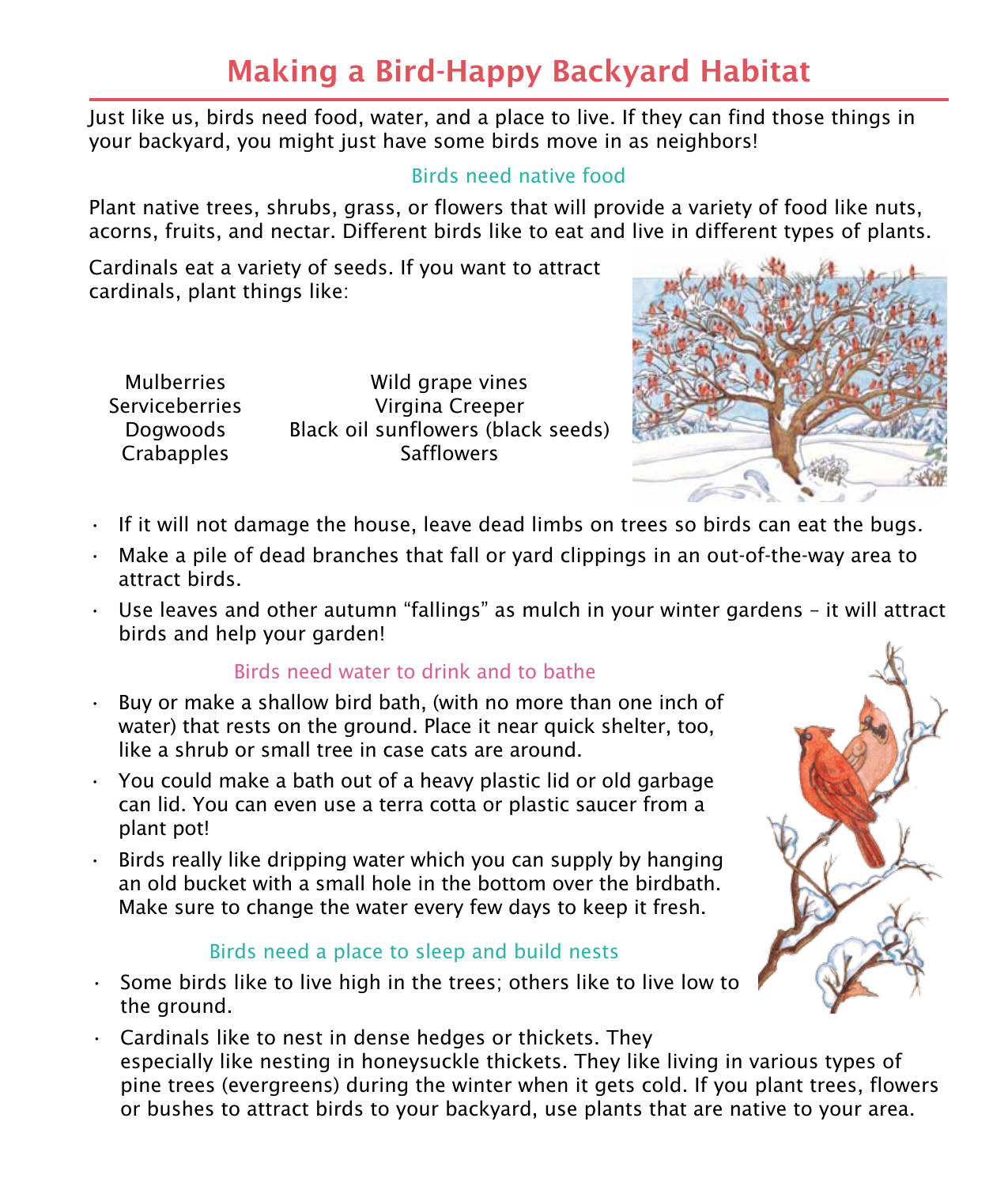# Making a Bird-Happy Backyard Habitat

Just like us, birds need food, water, and a place to live. If they can find those things in your backyard, you might just have some birds move in as neighbors!

### Birds need native food

Plant native trees, shrubs, grass, or flowers that will provide a variety of food like nuts, acorns, fruits, and nectar. Different birds like to eat and live in different types of plants.

Cardinals eat a variety of seeds. If you want to attract cardinals, plant things like:

| | |
|---|---|
| Mulberries | Wild grape vines |
| Serviceberries | Virgina Creeper |
| Dogwoods | Black oil sunflowers (black seeds) |
| Crabapples | Safflowers |

- If it will not damage the house, leave dead limbs on trees so birds can eat the bugs.
- Make a pile of dead branches that fall or yard clippings in an out-of-the-way area to attract birds.
- Use leaves and other autumn "fallings" as mulch in your winter gardens – it will attract birds and help your garden!

### Birds need water to drink and to bathe

- Buy or make a shallow bird bath, (with no more than one inch of water) that rests on the ground. Place it near quick shelter, too, like a shrub or small tree in case cats are around.
- You could make a bath out of a heavy plastic lid or old garbage can lid. You can even use a terra cotta or plastic saucer from a plant pot!
- Birds really like dripping water which you can supply by hanging an old bucket with a small hole in the bottom over the birdbath. Make sure to change the water every few days to keep it fresh.

### Birds need a place to sleep and build nests

- Some birds like to live high in the trees; others like to live low to the ground.
- Cardinals like to nest in dense hedges or thickets. They especially like nesting in honeysuckle thickets. They like living in various types of pine trees (evergreens) during the winter when it gets cold. If you plant trees, flowers or bushes to attract birds to your backyard, use plants that are native to your area.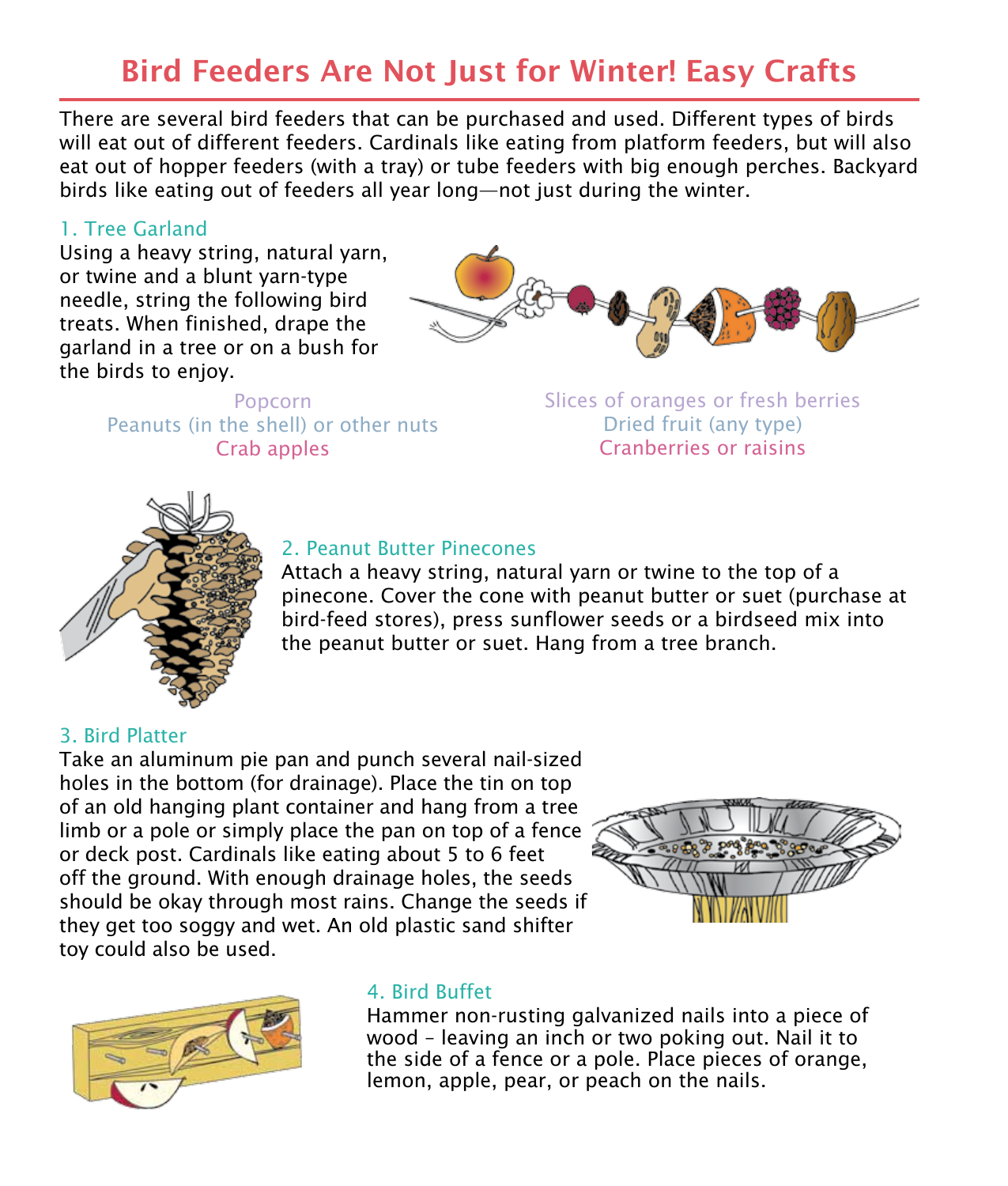# Bird Feeders Are Not Just for Winter! Easy Crafts

There are several bird feeders that can be purchased and used. Different types of birds will eat out of different feeders. Cardinals like eating from platform feeders, but will also eat out of hopper feeders (with a tray) or tube feeders with big enough perches. Backyard birds like eating out of feeders all year long—not just during the winter.

### 1. Tree Garland

Using a heavy string, natural yarn, or twine and a blunt yarn-type needle, string the following bird treats. When finished, drape the garland in a tree or on a bush for the birds to enjoy.

- Popcorn
- Peanuts (in the shell) or other nuts
- Crab apples
- Slices of oranges or fresh berries
- Dried fruit (any type)
- Cranberries or raisins

### 2. Peanut Butter Pinecones

Attach a heavy string, natural yarn or twine to the top of a pinecone. Cover the cone with peanut butter or suet (purchase at bird-feed stores), press sunflower seeds or a birdseed mix into the peanut butter or suet. Hang from a tree branch.

### 3. Bird Platter

Take an aluminum pie pan and punch several nail-sized holes in the bottom (for drainage). Place the tin on top of an old hanging plant container and hang from a tree limb or a pole or simply place the pan on top of a fence or deck post. Cardinals like eating about 5 to 6 feet off the ground. With enough drainage holes, the seeds should be okay through most rains. Change the seeds if they get too soggy and wet. An old plastic sand shifter toy could also be used.

### 4. Bird Buffet

Hammer non-rusting galvanized nails into a piece of wood – leaving an inch or two poking out. Nail it to the side of a fence or a pole. Place pieces of orange, lemon, apple, pear, or peach on the nails.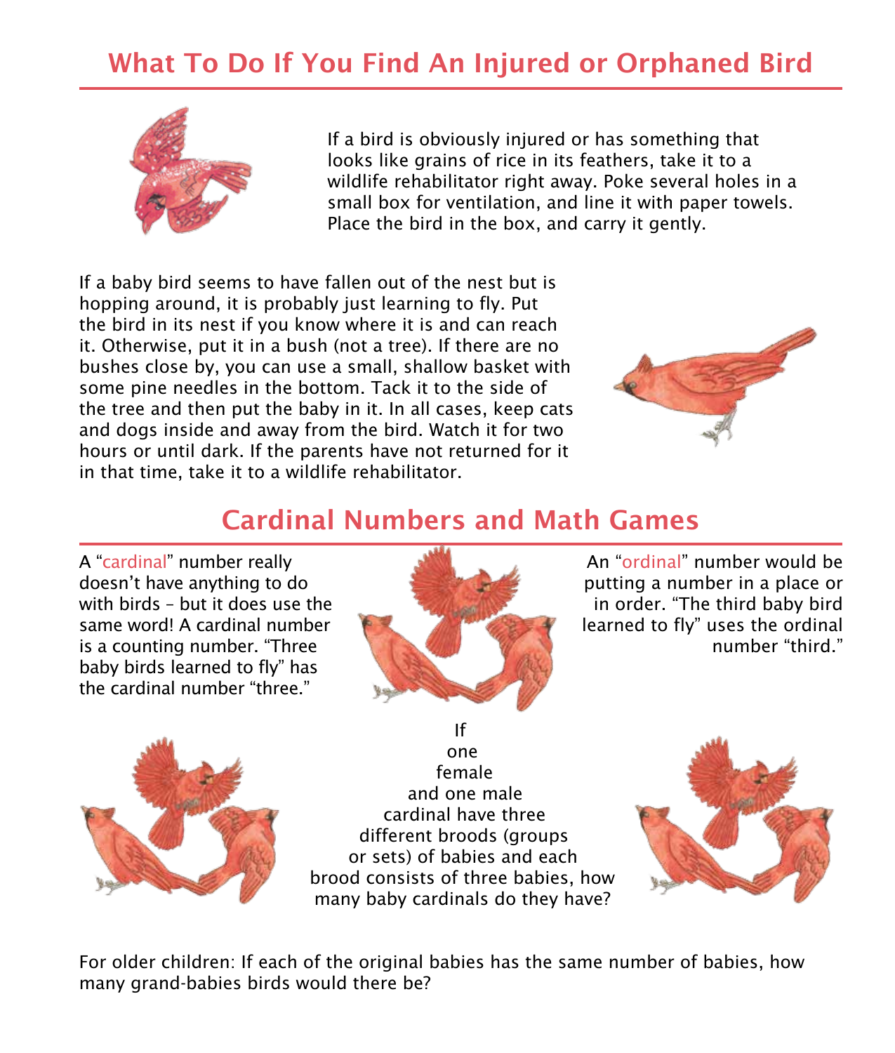## What To Do If You Find An Injured or Orphaned Bird

If a bird is obviously injured or has something that looks like grains of rice in its feathers, take it to a wildlife rehabilitator right away. Poke several holes in a small box for ventilation, and line it with paper towels. Place the bird in the box, and carry it gently.

If a baby bird seems to have fallen out of the nest but is hopping around, it is probably just learning to fly. Put the bird in its nest if you know where it is and can reach it. Otherwise, put it in a bush (not a tree). If there are no bushes close by, you can use a small, shallow basket with some pine needles in the bottom. Tack it to the side of the tree and then put the baby in it. In all cases, keep cats and dogs inside and away from the bird. Watch it for two hours or until dark. If the parents have not returned for it in that time, take it to a wildlife rehabilitator.

## Cardinal Numbers and Math Games

A "cardinal" number really doesn't have anything to do with birds – but it does use the same word! A cardinal number is a counting number. "Three baby birds learned to fly" has the cardinal number "three."

An "ordinal" number would be putting a number in a place or in order. "The third baby bird learned to fly" uses the ordinal number "third."

If one female and one male cardinal have three different broods (groups or sets) of babies and each brood consists of three babies, how many baby cardinals do they have?

For older children: If each of the original babies has the same number of babies, how many grand-babies birds would there be?